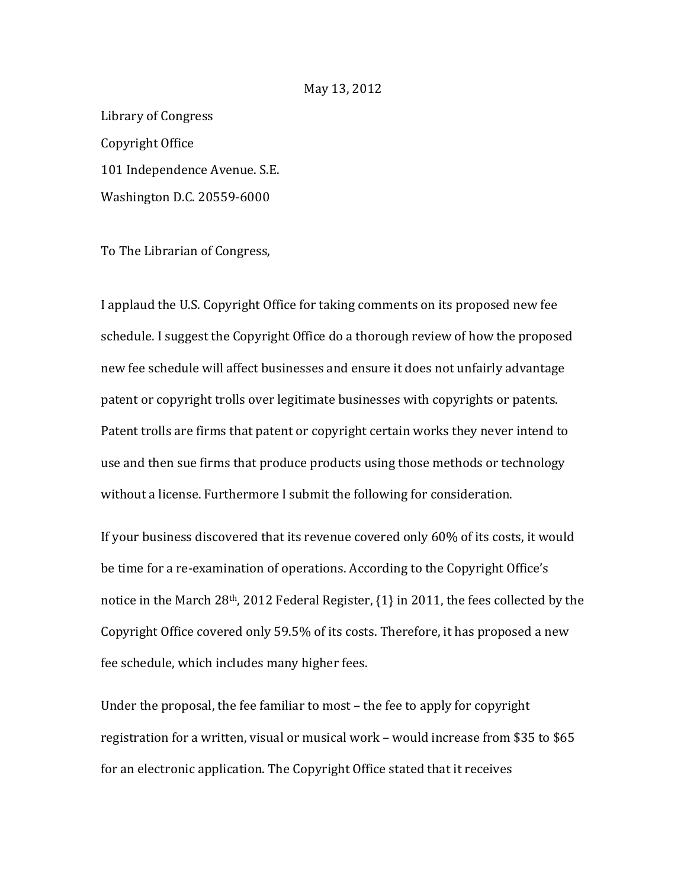May 13, 2012

Library of Congress

Copyright Office

101 Independence Avenue. S.E.

Washington D.C. 20559-6000

To The Librarian of Congress,

I applaud the U.S. Copyright Office for taking comments on its proposed new fee schedule. I suggest the Copyright Office do a thorough review of how the proposed new fee schedule will affect businesses and ensure it does not unfairly advantage patent or copyright trolls over legitimate businesses with copyrights or patents. Patent trolls are firms that patent or copyright certain works they never intend to use and then sue firms that produce products using those methods or technology without a license. Furthermore I submit the following for consideration.

If your business discovered that its revenue covered only 60% of its costs, it would be time for a re-examination of operations. According to the Copyright Office's notice in the March 28th, 2012 Federal Register, {1} in 2011, the fees collected by the Copyright Office covered only 59.5% of its costs. Therefore, it has proposed a new fee schedule, which includes many higher fees.

Under the proposal, the fee familiar to most – the fee to apply for copyright registration for a written, visual or musical work – would increase from $35 to $65 for an electronic application. The Copyright Office stated that it receives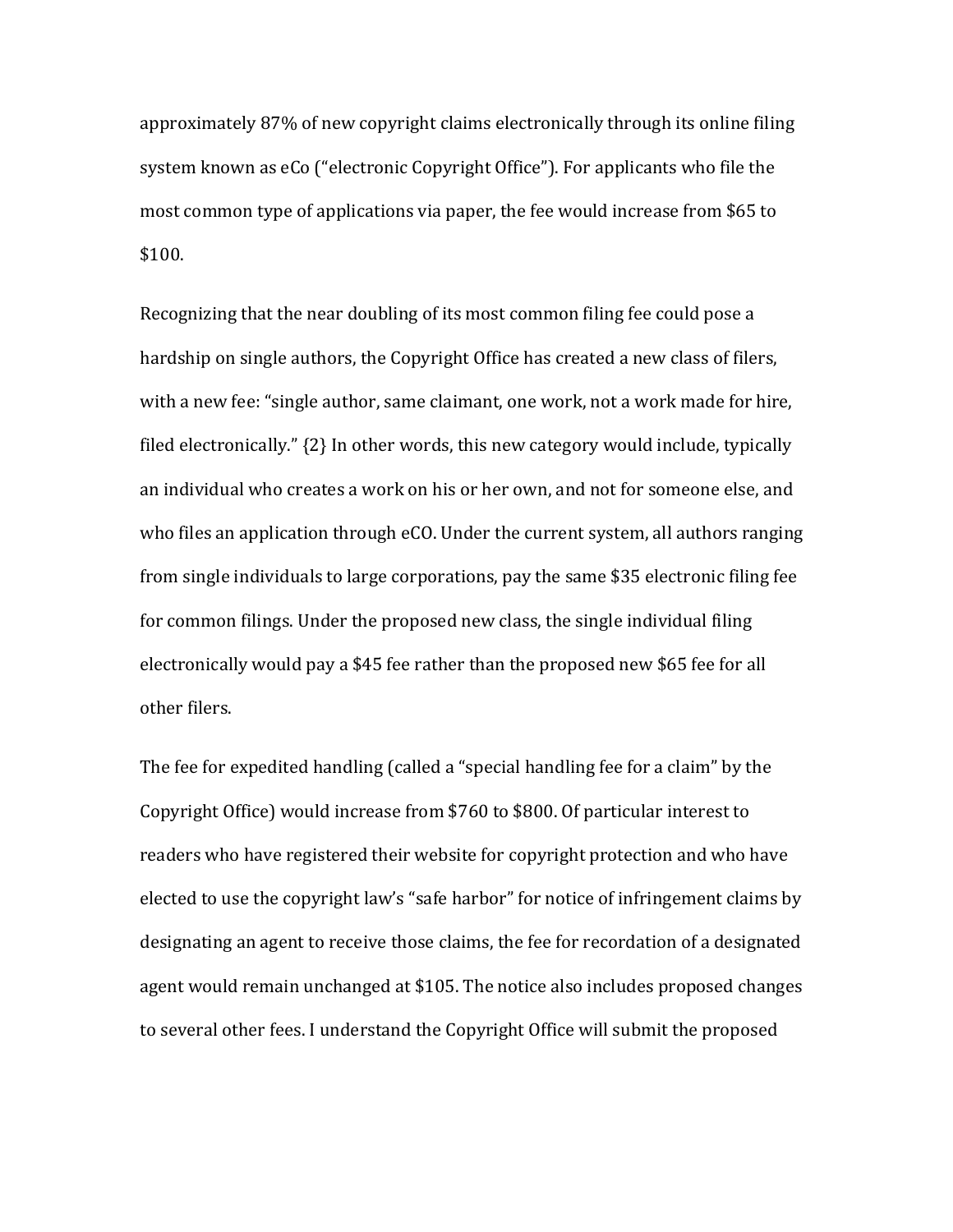approximately 87% of new copyright claims electronically through its online filing system known as eCo ("electronic Copyright Office"). For applicants who file the most common type of applications via paper, the fee would increase from $65 to $100.

Recognizing that the near doubling of its most common filing fee could pose a hardship on single authors, the Copyright Office has created a new class of filers, with a new fee: "single author, same claimant, one work, not a work made for hire, filed electronically." {2} In other words, this new category would include, typically an individual who creates a work on his or her own, and not for someone else, and who files an application through eCO. Under the current system, all authors ranging from single individuals to large corporations, pay the same $35 electronic filing fee for common filings. Under the proposed new class, the single individual filing electronically would pay a $45 fee rather than the proposed new $65 fee for all other filers.

The fee for expedited handling (called a "special handling fee for a claim" by the Copyright Office) would increase from $760 to $800. Of particular interest to readers who have registered their website for copyright protection and who have elected to use the copyright law's "safe harbor" for notice of infringement claims by designating an agent to receive those claims, the fee for recordation of a designated agent would remain unchanged at $105. The notice also includes proposed changes to several other fees. I understand the Copyright Office will submit the proposed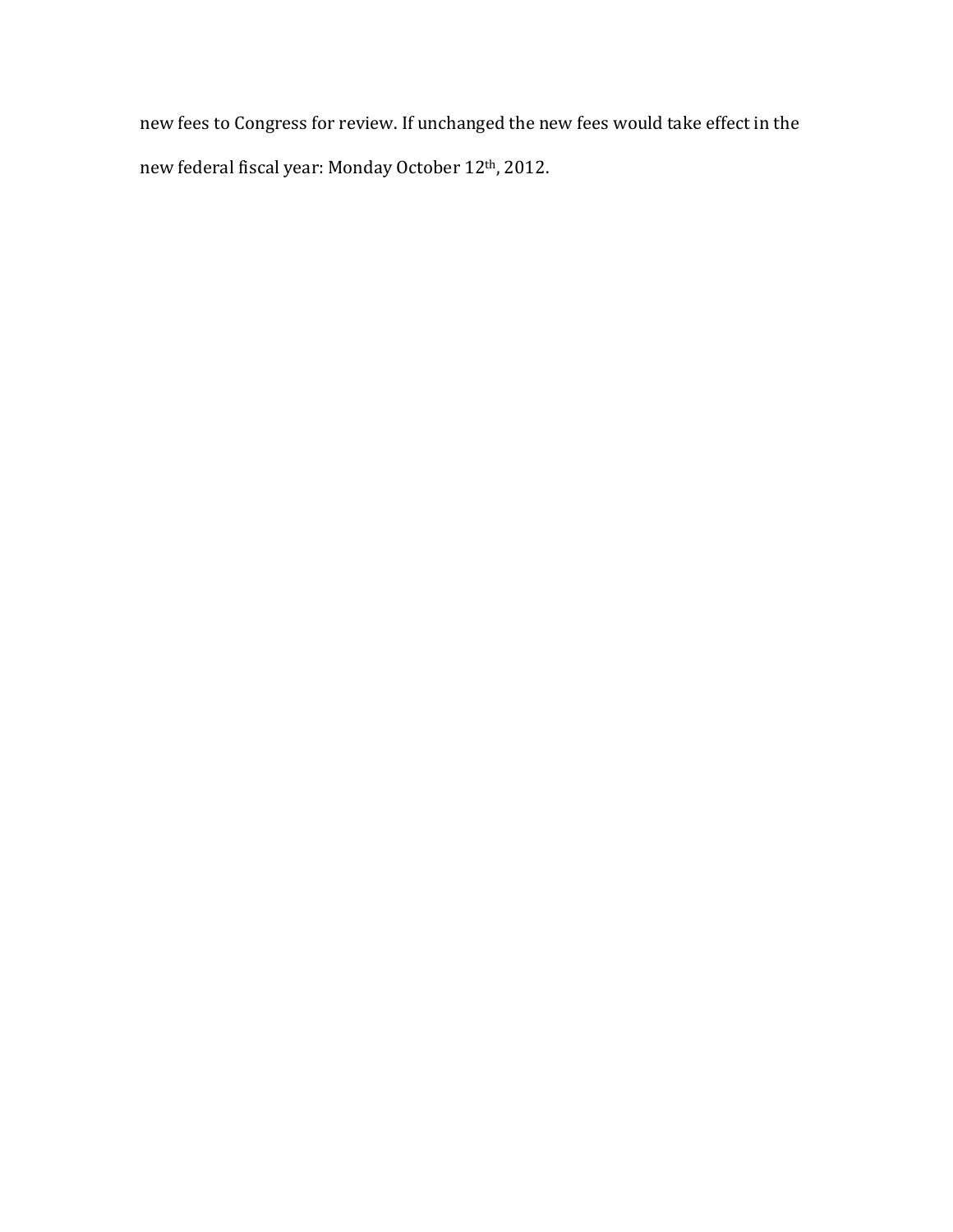new fees to Congress for review. If unchanged the new fees would take effect in the new federal fiscal year: Monday October 12th, 2012.